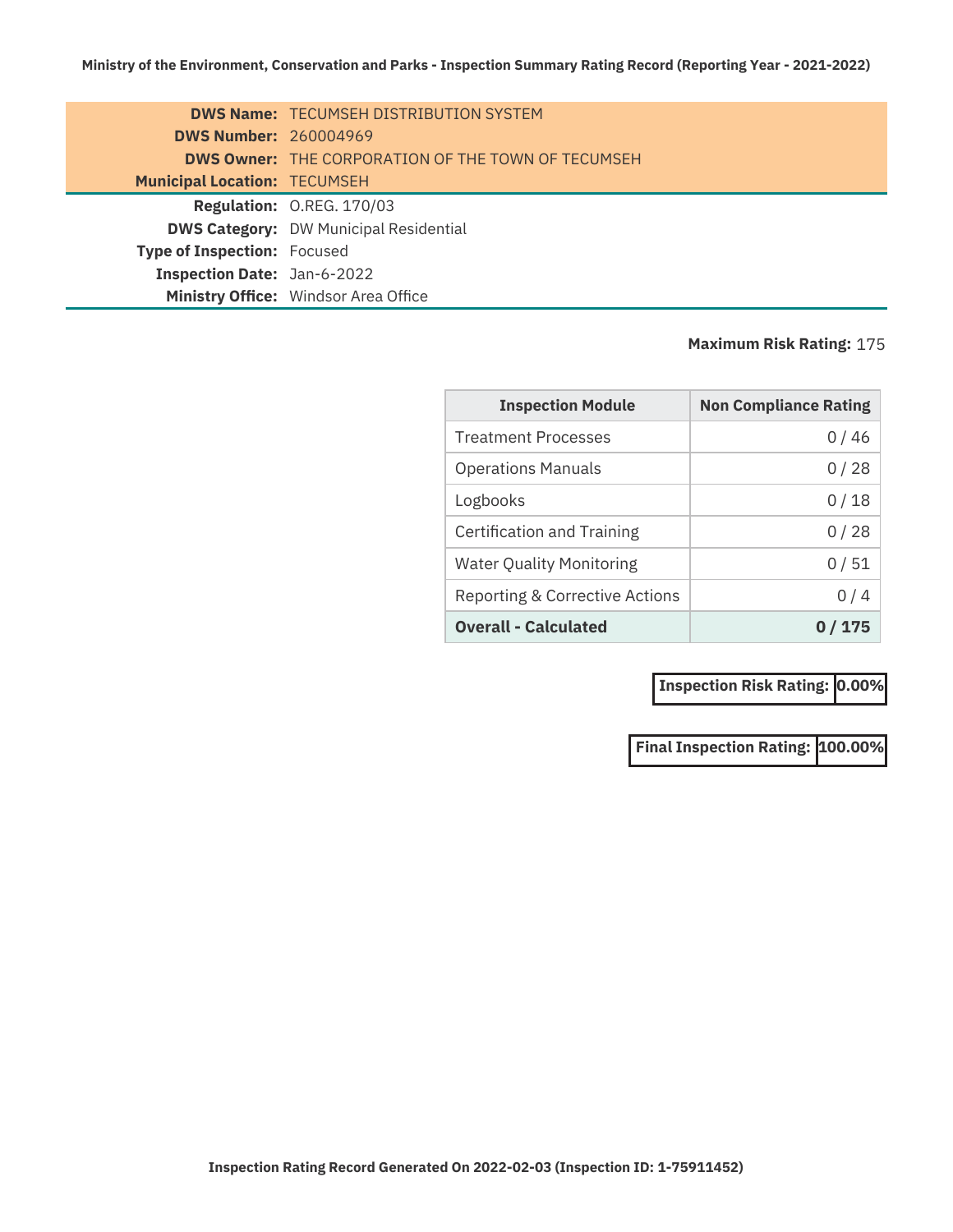**Ministry of the Environment, Conservation and Parks - Inspection Summary Rating Record (Reporting Year - 2021-2022)**

**DWS Name:** TECUMSEH DISTRIBUTION SYSTEM
**DWS Number:** 260004969
**DWS Owner:** THE CORPORATION OF THE TOWN OF TECUMSEH
**Municipal Location:** TECUMSEH

**Regulation:** O.REG. 170/03
**DWS Category:** DW Municipal Residential
**Type of Inspection:** Focused
**Inspection Date:** Jan-6-2022
**Ministry Office:** Windsor Area Office

**Maximum Risk Rating:** 175

| Inspection Module | Non Compliance Rating |
|---|---|
| Treatment Processes | 0 / 46 |
| Operations Manuals | 0 / 28 |
| Logbooks | 0 / 18 |
| Certification and Training | 0 / 28 |
| Water Quality Monitoring | 0 / 51 |
| Reporting & Corrective Actions | 0 / 4 |
| **Overall - Calculated** | **0 / 175** |

**Inspection Risk Rating:** **0.00%**

**Final Inspection Rating:** **100.00%**

**Inspection Rating Record Generated On 2022-02-03 (Inspection ID: 1-75911452)**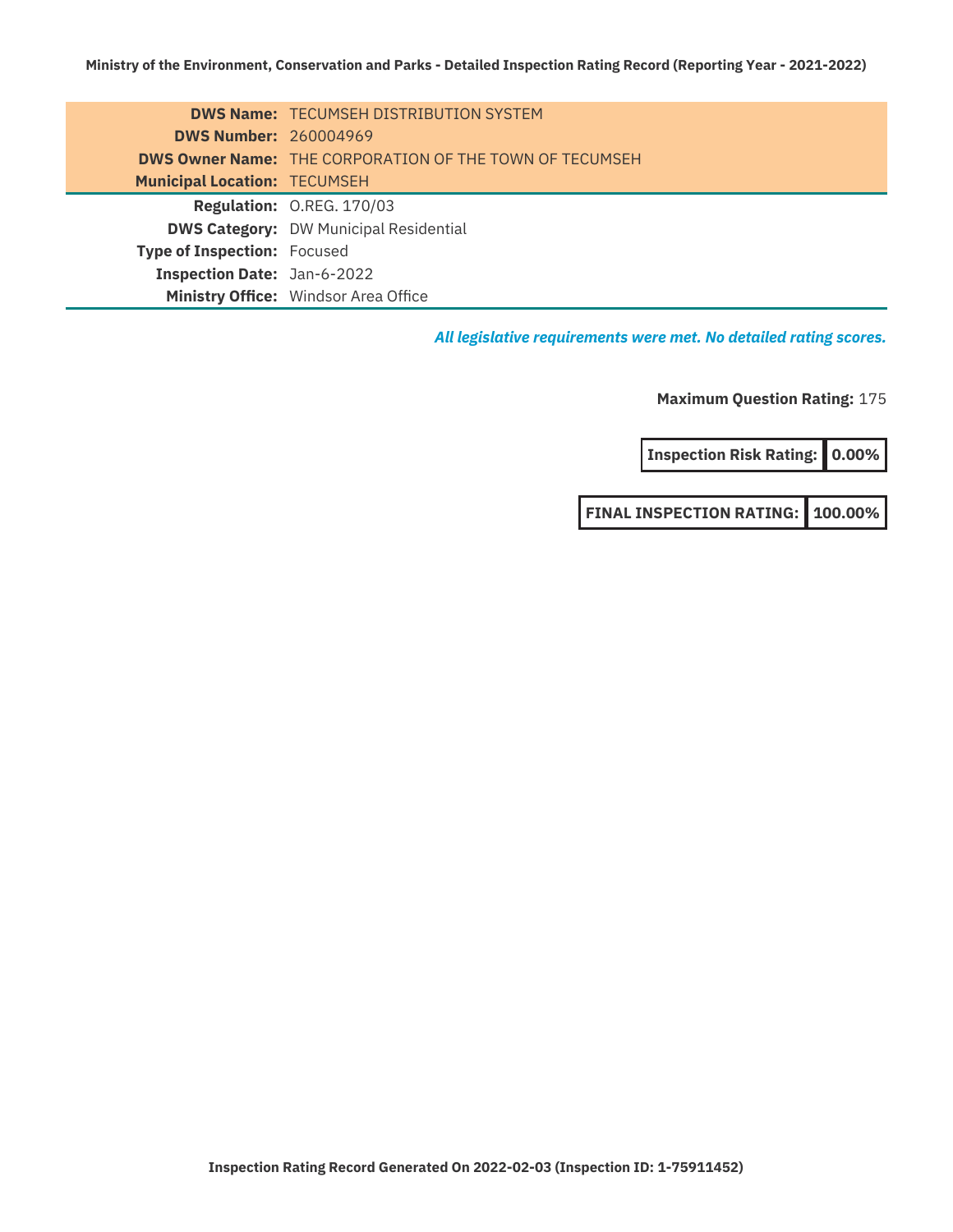**Ministry of the Environment, Conservation and Parks - Detailed Inspection Rating Record (Reporting Year - 2021-2022)**

| | |
|---|---|
| **DWS Name:** | TECUMSEH DISTRIBUTION SYSTEM |
| **DWS Number:** | 260004969 |
| **DWS Owner Name:** | THE CORPORATION OF THE TOWN OF TECUMSEH |
| **Municipal Location:** | TECUMSEH |
| **Regulation:** | O.REG. 170/03 |
| **DWS Category:** | DW Municipal Residential |
| **Type of Inspection:** | Focused |
| **Inspection Date:** | Jan-6-2022 |
| **Ministry Office:** | Windsor Area Office |

***All legislative requirements were met. No detailed rating scores.***

**Maximum Question Rating:** 175

**Inspection Risk Rating:** **0.00%**

**FINAL INSPECTION RATING:** **100.00%**

**Inspection Rating Record Generated On 2022-02-03 (Inspection ID: 1-75911452)**